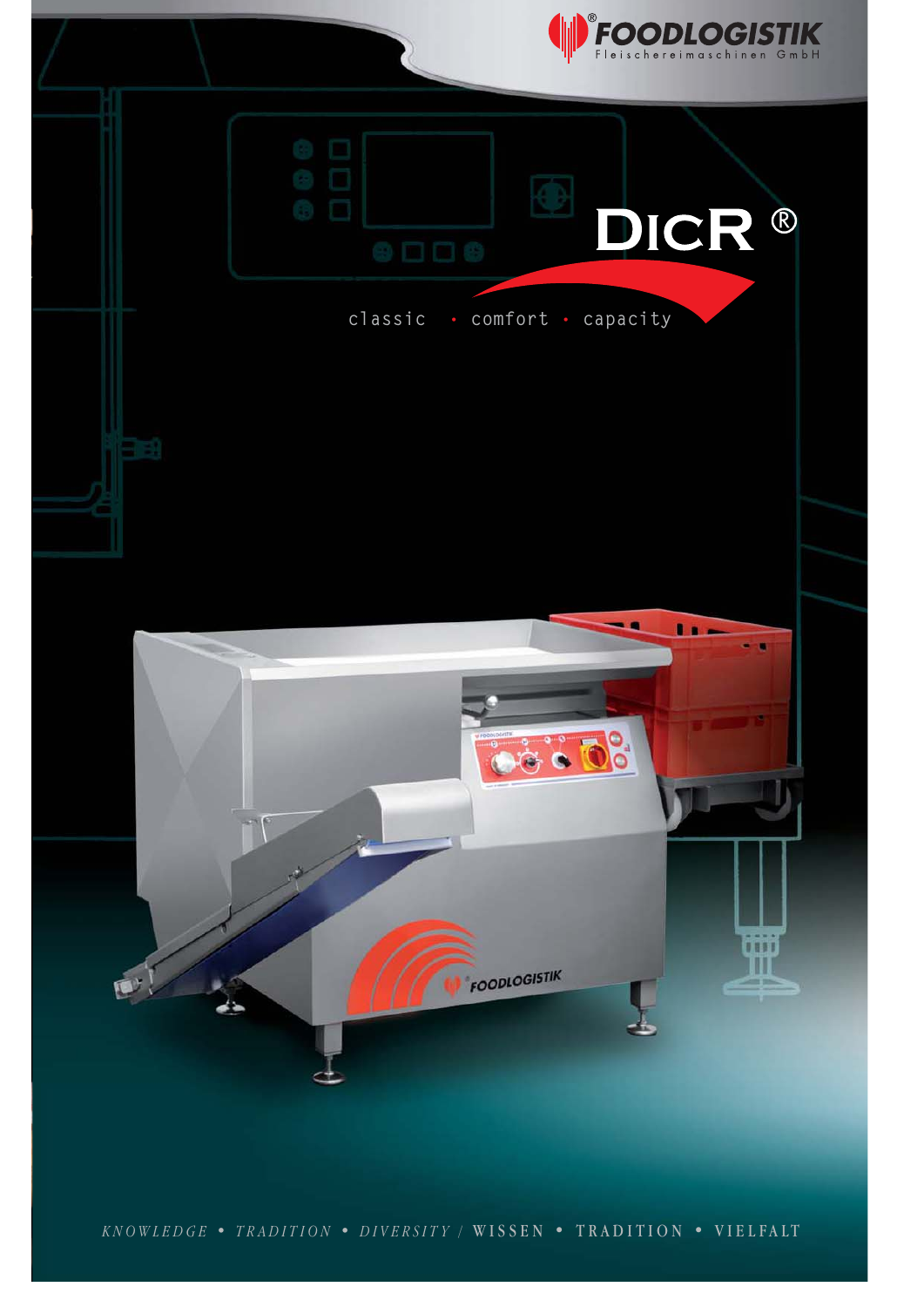FOODLOGISTIK
Fleischereimaschinen GmbH

# DICR®

classic • comfort • capacity

*KNOWLEDGE • TRADITION • DIVERSITY* / WISSEN • TRADITION • VIELFALT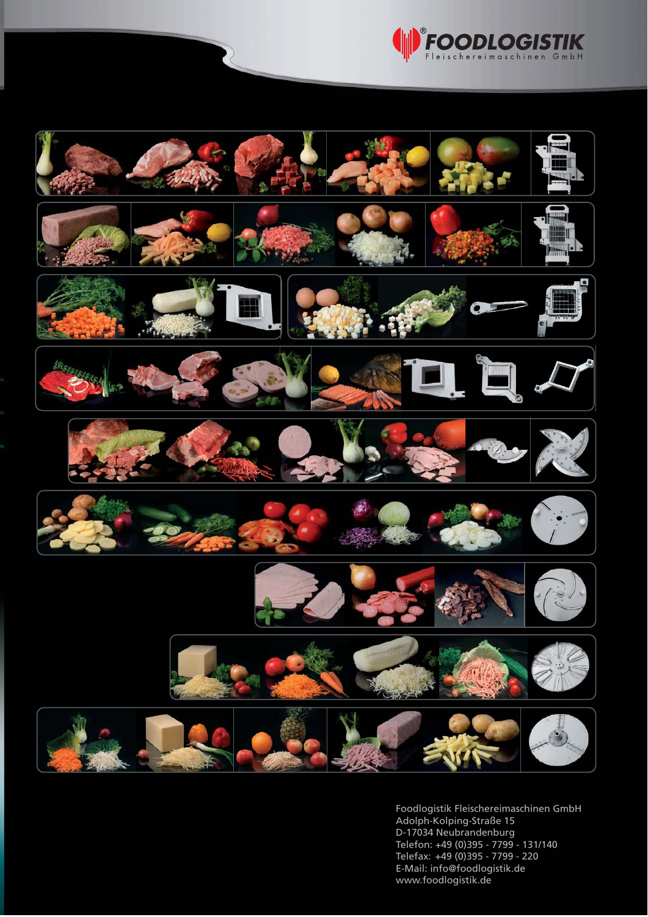FOODLOGISTIK®

Fleischereimaschinen GmbH

Foodlogistik Fleischereimaschinen GmbH
Adolph-Kolping-Straße 15
D-17034 Neubrandenburg
Telefon: +49 (0)395 - 7799 - 131/140
Telefax: +49 (0)395 - 7799 - 220
E-Mail: info@foodlogistik.de
www.foodlogistik.de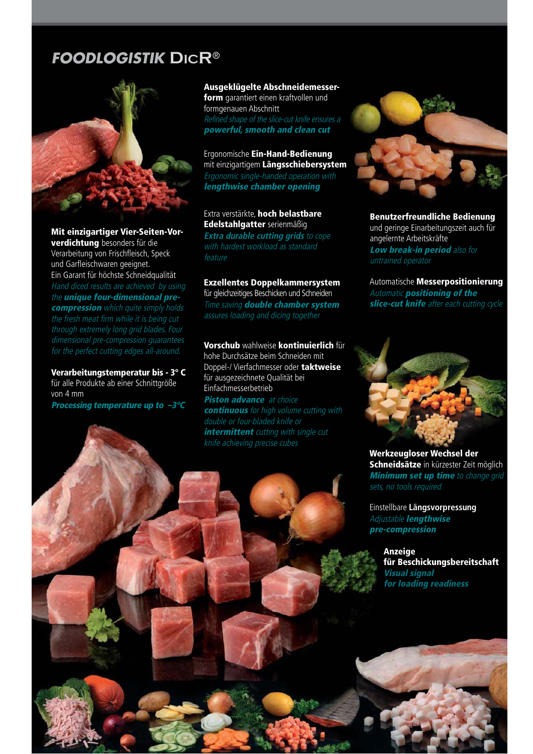# FOODLOGISTIK DICR®

**Mit einzigartiger Vier-Seiten-Vorverdichtung** besonders für die Verarbeitung von Frischfleisch, Speck und Garfleischwaren geeignet.
Ein Garant für höchste Schneidqualität

*Hand diced results are achieved by using the* ***unique four-dimensional pre-compression*** *which quite simply holds the fresh meat firm while it is being cut through extremely long grid blades. Four dimensional pre-compression guarantees for the perfect cutting edges all-around.*

**Verarbeitungstemperatur bis - 3° C** für alle Produkte ab einer Schnittgröße von 4 mm

***Processing temperature up to –3°C***

**Ausgeklügelte Abschneidemesserform** garantiert einen kraftvollen und formgenauen Abschnitt

*Refined shape of the slice-cut knife ensures a* ***powerful, smooth and clean cut***

Ergonomische **Ein-Hand-Bedienung** mit einzigartigem **Längsschiebersystem**

*Ergonomic single-handed operation with* ***lengthwise chamber opening***

Extra verstärkte, **hoch belastbare Edelstahlgatter** serienmäßig

***Extra durable cutting grids*** *to cope with hardest workload as standard feature*

**Exzellentes Doppelkammersystem** für gleichzeitiges Beschicken und Schneiden

*Time saving* ***double chamber system*** *assures loading and dicing together*

**Vorschub** wahlweise **kontinuierlich** für hohe Durchsätze beim Schneiden mit Doppel-/ Vierfachmesser oder **taktweise** für ausgezeichnete Qualität bei Einfachmesserbetrieb

***Piston advance*** *at choice* ***continuous*** *for high volume cutting with double or four-bladed knife or* ***intermittent*** *cutting with single cut knife achieving precise cubes*

**Benutzerfreundliche Bedienung** und geringe Einarbeitungszeit auch für angelernte Arbeitskräfte

***Low break-in period*** *also for untrained operator*

Automatische **Messerpositionierung**

*Automatic* ***positioning of the slice-cut knife*** *after each cutting cycle*

**Werkzeugloser Wechsel der Schneidsätze** in kürzester Zeit möglich

***Minimum set up time*** *to change grid sets, no tools required*

Einstellbare **Längsvorpressung**

*Adjustable* ***lengthwise pre-compression***

**Anzeige für Beschickungsbereitschaft**

***Visual signal for loading readiness***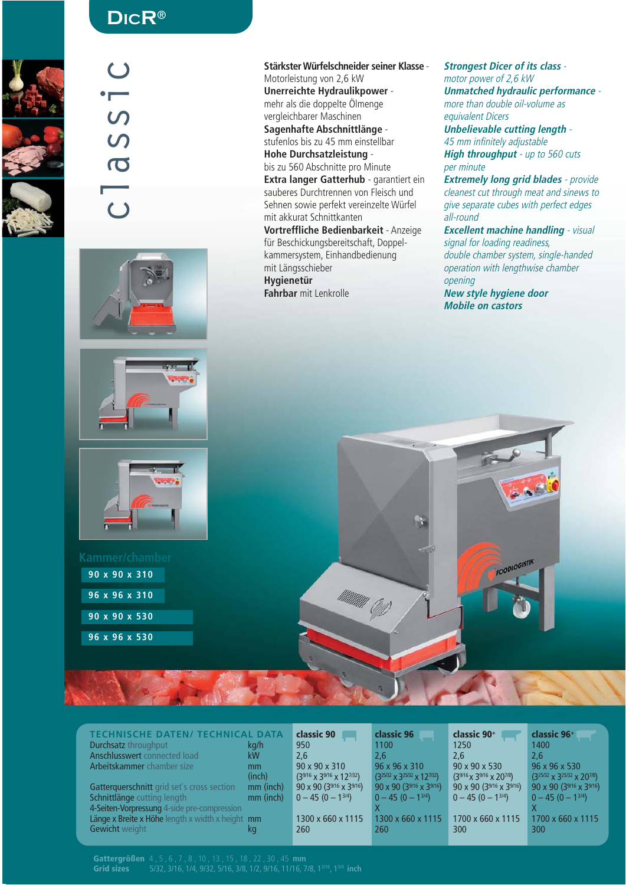# DICR®

## classic

**Stärkster Würfelschneider seiner Klasse** - Motorleistung von 2,6 kW
**Unerreichte Hydraulikpower** - mehr als die doppelte Ölmenge vergleichbarer Maschinen
**Sagenhafte Abschnittlänge** - stufenlos bis zu 45 mm einstellbar
**Hohe Durchsatzleistung** - bis zu 560 Abschnitte pro Minute
**Extra langer Gatterhub** - garantiert ein sauberes Durchtrennen von Fleisch und Sehnen sowie perfekt vereinzelte Würfel mit akkurat Schnittkanten
**Vortreffliche Bedienbarkeit** - Anzeige für Beschickungsbereitschaft, Doppelkammersystem, Einhandbedienung mit Längsschieber
**Hygienetür**
**Fahrbar** mit Lenkrolle

***Strongest Dicer of its class*** *- motor power of 2,6 kW*
***Unmatched hydraulic performance*** *- more than double oil-volume as equivalent Dicers*
***Unbelievable cutting length*** *- 45 mm infinitely adjustable*
***High throughput*** *- up to 560 cuts per minute*
***Extremely long grid blades*** *- provide cleanest cut through meat and sinews to give separate cubes with perfect edges all-round*
***Excellent machine handling*** *- visual signal for loading readiness, double chamber system, single-handed operation with lengthwise chamber opening*
***New style hygiene door***
***Mobile on castors***

**Kammer/chamber**

- 90 x 90 x 310
- 96 x 96 x 310
- 90 x 90 x 530
- 96 x 96 x 530

## TECHNISCHE DATEN/ TECHNICAL DATA

| | | classic 90 | classic 96 | classic 90+ | classic 96+ |
|---|---|---|---|---|---|
| Durchsatz throughput | kg/h | 950 | 1100 | 1250 | 1400 |
| Anschlusswert connected load | kW | 2,6 | 2,6 | 2,6 | 2,6 |
| Arbeitskammer chamber size | mm | 90 x 90 x 310 | 96 x 96 x 310 | 90 x 90 x 530 | 96 x 96 x 530 |
| | (inch) | (3 9/16 x 3 9/16 x 12 7/32) | (3 25/32 x 3 25/32 x 12 7/32) | (3 9/16 x 3 9/16 x 20 7/8) | (3 25/32 x 3 25/32 x 20 7/8) |
| Gatterquerschnitt grid set's cross section | mm (inch) | 90 x 90 (3 9/16 x 3 9/16) | 90 x 90 (3 9/16 x 3 9/16) | 90 x 90 (3 9/16 x 3 9/16) | 90 x 90 (3 9/16 x 3 9/16) |
| Schnittlänge cutting length | mm (inch) | 0 – 45 (0 – 1 3/4) | 0 – 45 (0 – 1 3/4) | 0 – 45 (0 – 1 3/4) | 0 – 45 (0 – 1 3/4) |
| 4-Seiten-Vorpressung 4-side pre-compression | | | X | | X |
| Länge x Breite x Höhe length x width x height | mm | 1300 x 660 x 1115 | 1300 x 660 x 1115 | 1700 x 660 x 1115 | 1700 x 660 x 1115 |
| Gewicht weight | kg | 260 | 260 | 300 | 300 |

**Gattergrößen** 4 , 5 , 6 , 7 , 8 , 10 , 13 , 15 , 18 , 22 , 30 , 45 **mm**
**Grid sizes** 5/32, 3/16, 1/4, 9/32, 5/16, 3/8, 1/2, 9/16, 11/16, 7/8, 1 3/16, 1 3/4 **inch**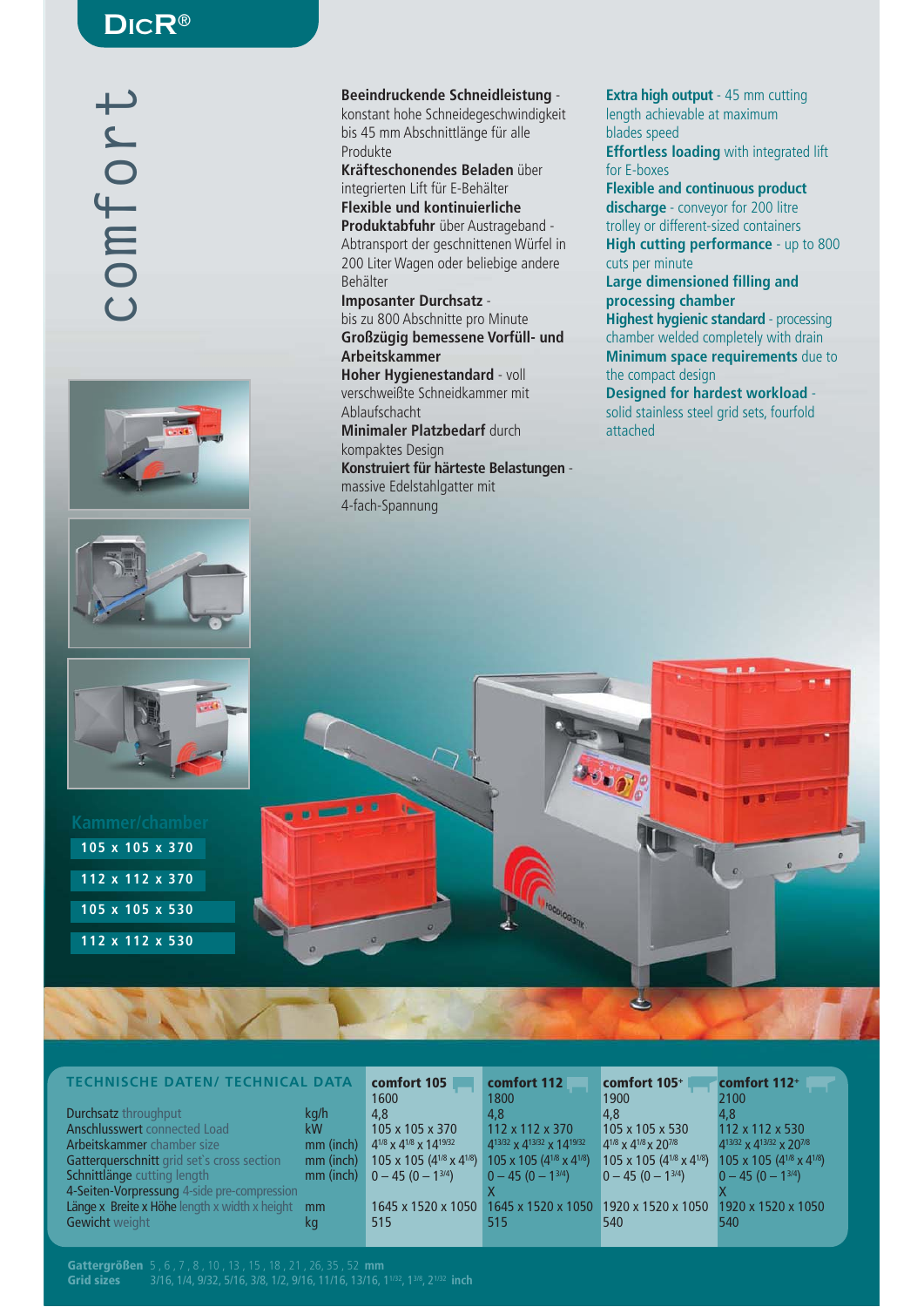# DICR®

## comfort

**Beeindruckende Schneidleistung** - konstant hohe Schneidegeschwindigkeit bis 45 mm Abschnittlänge für alle Produkte
**Kräfteschonendes Beladen** über integrierten Lift für E-Behälter
**Flexible und kontinuierliche Produktabfuhr** über Austrageband - Abtransport der geschnittenen Würfel in 200 Liter Wagen oder beliebige andere Behälter
**Imposanter Durchsatz** - bis zu 800 Abschnitte pro Minute
**Großzügig bemessene Vorfüll- und Arbeitskammer**
**Hoher Hygienestandard** - voll verschweißte Schneidkammer mit Ablaufschacht
**Minimaler Platzbedarf** durch kompaktes Design
**Konstruiert für härteste Belastungen** - massive Edelstahlgatter mit 4-fach-Spannung

**Extra high output** - 45 mm cutting length achievable at maximum blades speed
**Effortless loading** with integrated lift for E-boxes
**Flexible and continuous product discharge** - conveyor for 200 litre trolley or different-sized containers
**High cutting performance** - up to 800 cuts per minute
**Large dimensioned filling and processing chamber**
**Highest hygienic standard** - processing chamber welded completely with drain
**Minimum space requirements** due to the compact design
**Designed for hardest workload** - solid stainless steel grid sets, fourfold attached

**Kammer/chamber**

- 105 x 105 x 370
- 112 x 112 x 370
- 105 x 105 x 530
- 112 x 112 x 530

## TECHNISCHE DATEN/ TECHNICAL DATA

| | | comfort 105 | comfort 112 | comfort 105+ | comfort 112+ |
|---|---|---|---|---|---|
| Durchsatz throughput | kg/h | 1600 | 1800 | 1900 | 2100 |
| Anschlusswert connected Load | kW | 4,8 | 4,8 | 4,8 | 4,8 |
| Arbeitskammer chamber size | mm (inch) | 105 x 105 x 370<br>4 1/8 x 4 1/8 x 14 19/32 | 112 x 112 x 370<br>4 13/32 x 4 13/32 x 14 19/32 | 105 x 105 x 530<br>4 1/8 x 4 1/8 x 20 7/8 | 112 x 112 x 530<br>4 13/32 x 4 13/32 x 20 7/8 |
| Gatterquerschnitt grid set's cross section | mm (inch) | 105 x 105 (4 1/8 x 4 1/8) | 105 x 105 (4 1/8 x 4 1/8) | 105 x 105 (4 1/8 x 4 1/8) | 105 x 105 (4 1/8 x 4 1/8) |
| Schnittlänge cutting length | mm (inch) | 0 – 45 (0 – 1 3/4) | 0 – 45 (0 – 1 3/4) | 0 – 45 (0 – 1 3/4) | 0 – 45 (0 – 1 3/4) |
| 4-Seiten-Vorpressung 4-side pre-compression | | | X | | X |
| Länge x Breite x Höhe length x width x height | mm | 1645 x 1520 x 1050 | 1645 x 1520 x 1050 | 1920 x 1520 x 1050 | 1920 x 1520 x 1050 |
| Gewicht weight | kg | 515 | 515 | 540 | 540 |

**Gattergrößen** 5 , 6 , 7 , 8 , 10 , 13 , 15 , 18 , 21 , 26, 35 , 52 **mm**
**Grid sizes** 3/16, 1/4, 9/32, 5/16, 3/8, 1/2, 9/16, 11/16, 13/16, 1 1/32, 1 3/8, 2 1/32 **inch**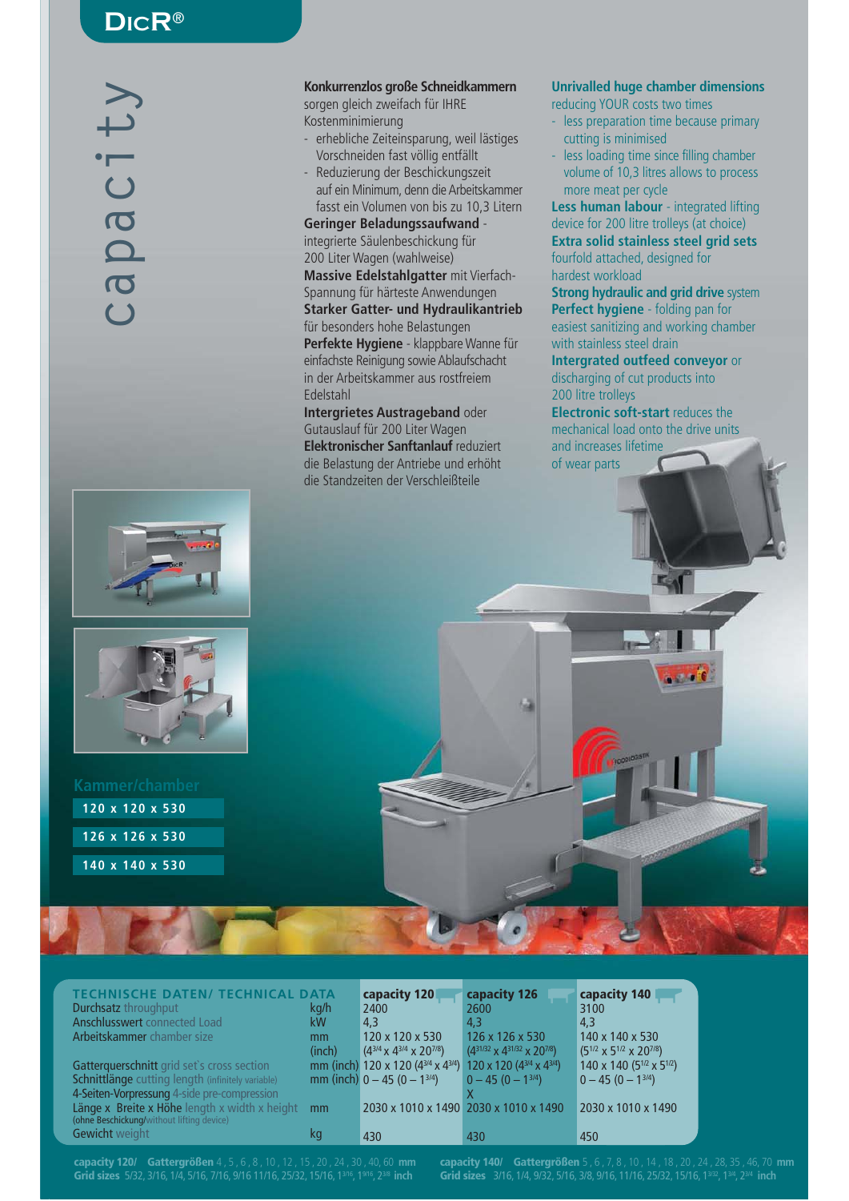DicR®

# capacity

**Konkurrenzlos große Schneidkammern** sorgen gleich zweifach für IHRE Kostenminimierung
- erhebliche Zeiteinsparung, weil lästiges Vorschneiden fast völlig entfällt
- Reduzierung der Beschickungszeit auf ein Minimum, denn die Arbeitskammer fasst ein Volumen von bis zu 10,3 Litern

**Geringer Beladungssaufwand** - integrierte Säulenbeschickung für 200 Liter Wagen (wahlweise)
**Massive Edelstahlgatter** mit Vierfach-Spannung für härteste Anwendungen
**Starker Gatter- und Hydraulikantrieb** für besonders hohe Belastungen
**Perfekte Hygiene** - klappbare Wanne für einfachste Reinigung sowie Ablaufschacht in der Arbeitskammer aus rostfreiem Edelstahl
**Intergrietes Austrageband** oder Gutauslauf für 200 Liter Wagen
**Elektronischer Sanftanlauf** reduziert die Belastung der Antriebe und erhöht die Standzeiten der Verschleißteile

**Unrivalled huge chamber dimensions** reducing YOUR costs two times
- less preparation time because primary cutting is minimised
- less loading time since filling chamber volume of 10,3 litres allows to process more meat per cycle

**Less human labour** - integrated lifting device for 200 litre trolleys (at choice)
**Extra solid stainless steel grid sets** fourfold attached, designed for hardest workload
**Strong hydraulic and grid drive** system
**Perfect hygiene** - folding pan for easiest sanitizing and working chamber with stainless steel drain
**Intergrated outfeed conveyor** or discharging of cut products into 200 litre trolleys
**Electronic soft-start** reduces the mechanical load onto the drive units and increases lifetime of wear parts

Kammer/chamber
- 120 x 120 x 530
- 126 x 126 x 530
- 140 x 140 x 530

| TECHNISCHE DATEN/ TECHNICAL DATA | | capacity 120 | capacity 126 | capacity 140 |
|---|---|---|---|---|
| Durchsatz throughput | kg/h | 2400 | 2600 | 3100 |
| Anschlusswert connected Load | kW | 4,3 | 4,3 | 4,3 |
| Arbeitskammer chamber size | mm | 120 x 120 x 530 | 126 x 126 x 530 | 140 x 140 x 530 |
| | (inch) | (4 3/4 x 4 3/4 x 20 7/8) | (4 31/32 x 4 31/32 x 20 7/8) | (5 1/2 x 5 1/2 x 20 7/8) |
| Gatterquerschnitt grid set's cross section | mm (inch) | 120 x 120 (4 3/4 x 4 3/4) | 120 x 120 (4 3/4 x 4 3/4) | 140 x 140 (5 1/2 x 5 1/2) |
| Schnittlänge cutting length (infinitely variable) | mm (inch) | 0 – 45 (0 – 1 3/4) | 0 – 45 (0 – 1 3/4) | 0 – 45 (0 – 1 3/4) |
| 4-Seiten-Vorpressung 4-side pre-compression | | | X | |
| Länge x Breite x Höhe length x width x height (ohne Beschickung/without lifting device) | mm | 2030 x 1010 x 1490 | 2030 x 1010 x 1490 | 2030 x 1010 x 1490 |
| Gewicht weight | kg | 430 | 430 | 450 |

**capacity 120/ Gattergrößen** 4, 5, 6, 8, 10, 12, 15, 20, 24, 30, 40, 60 **mm**
**Grid sizes** 5/32, 3/16, 1/4, 5/16, 7/16, 9/16 11/16, 25/32, 15/16, 1 3/16, 1 9/16, 2 3/8 **inch**

**capacity 140/ Gattergrößen** 5, 6, 7, 8, 10, 14, 18, 20, 24, 28, 35, 46, 70 **mm**
**Grid sizes** 3/16, 1/4, 9/32, 5/16, 3/8, 9/16, 11/16, 25/32, 15/16, 1 3/32, 1 3/4, 2 3/4 **inch**